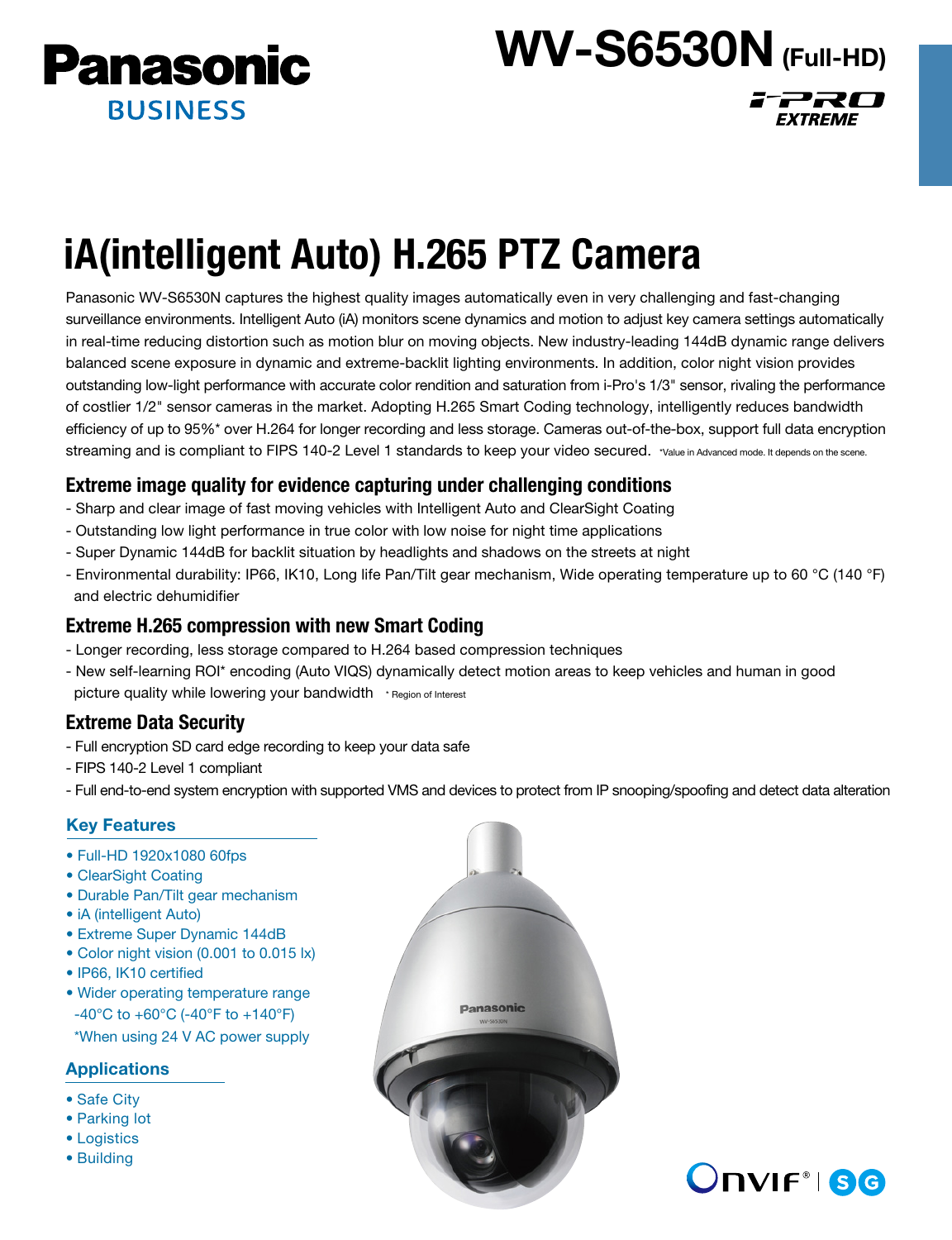Panasonic BUSINESS

# WV-S6530N (Full-HD)

i-PRO EXTREME

# iA(intelligent Auto) H.265 PTZ Camera

Panasonic WV-S6530N captures the highest quality images automatically even in very challenging and fast-changing surveillance environments. Intelligent Auto (iA) monitors scene dynamics and motion to adjust key camera settings automatically in real-time reducing distortion such as motion blur on moving objects. New industry-leading 144dB dynamic range delivers balanced scene exposure in dynamic and extreme-backlit lighting environments. In addition, color night vision provides outstanding low-light performance with accurate color rendition and saturation from i-Pro's 1/3" sensor, rivaling the performance of costlier 1/2" sensor cameras in the market. Adopting H.265 Smart Coding technology, intelligently reduces bandwidth efficiency of up to 95%* over H.264 for longer recording and less storage. Cameras out-of-the-box, support full data encryption streaming and is compliant to FIPS 140-2 Level 1 standards to keep your video secured. *Value in Advanced mode. It depends on the scene.

## Extreme image quality for evidence capturing under challenging conditions

- Sharp and clear image of fast moving vehicles with Intelligent Auto and ClearSight Coating
- Outstanding low light performance in true color with low noise for night time applications
- Super Dynamic 144dB for backlit situation by headlights and shadows on the streets at night
- Environmental durability: IP66, IK10, Long life Pan/Tilt gear mechanism, Wide operating temperature up to 60 °C (140 °F) and electric dehumidifier

## Extreme H.265 compression with new Smart Coding

- Longer recording, less storage compared to H.264 based compression techniques
- New self-learning ROI* encoding (Auto VIQS) dynamically detect motion areas to keep vehicles and human in good picture quality while lowering your bandwidth * Region of Interest

## Extreme Data Security

- Full encryption SD card edge recording to keep your data safe
- FIPS 140-2 Level 1 compliant
- Full end-to-end system encryption with supported VMS and devices to protect from IP snooping/spoofing and detect data alteration

### Key Features

- Full-HD 1920x1080 60fps
- ClearSight Coating
- Durable Pan/Tilt gear mechanism
- iA (intelligent Auto)
- Extreme Super Dynamic 144dB
- Color night vision (0.001 to 0.015 lx)
- IP66, IK10 certified
- Wider operating temperature range -40°C to +60°C (-40°F to +140°F) *When using 24 V AC power supply

### Applications

- Safe City
- Parking lot
- Logistics
- Building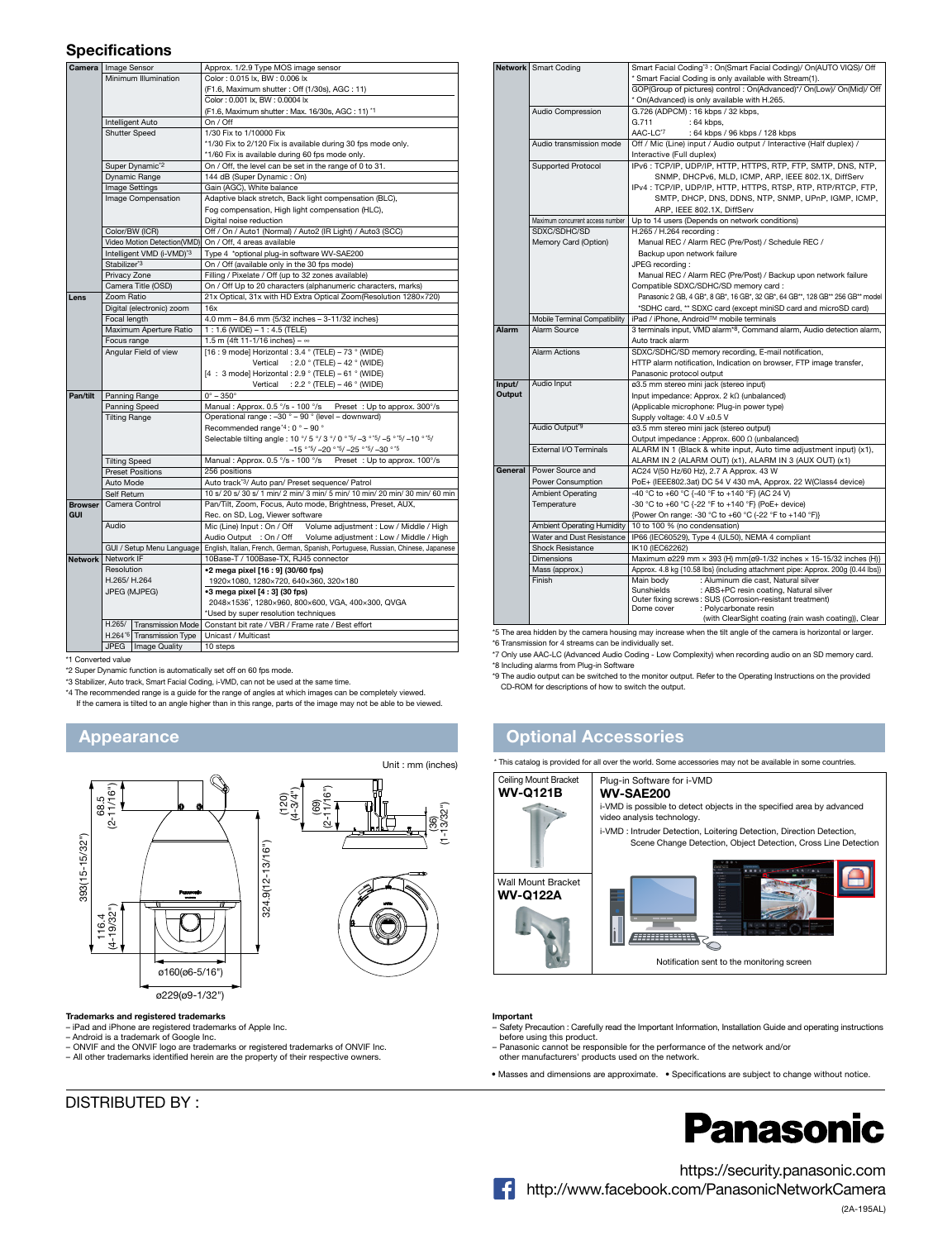## Specifications

| | | |
|---|---|---|
| **Camera** | Image Sensor | Approx. 1/2.9 Type MOS image sensor |
| | Minimum Illumination | Color : 0.015 lx, BW : 0.006 lx<br>(F1.6, Maximum shutter : Off (1/30s), AGC : 11)<br>Color : 0.001 lx, BW : 0.0004 lx<br>(F1.6, Maximum shutter : Max. 16/30s, AGC : 11) *1 |
| | Intelligent Auto | On / Off |
| | Shutter Speed | 1/30 Fix to 1/10000 Fix<br>*1/30 Fix to 2/120 Fix is available during 30 fps mode only.<br>*1/60 Fix is available during 60 fps mode only. |
| | Super Dynamic*2 | On / Off, the level can be set in the range of 0 to 31. |
| | Dynamic Range | 144 dB (Super Dynamic : On) |
| | Image Settings | Gain (AGC), White balance |
| | Image Compensation | Adaptive black stretch, Back light compensation (BLC),<br>Fog compensation, High light compensation (HLC),<br>Digital noise reduction |
| | Color/BW (ICR) | Off / On / Auto1 (Normal) / Auto2 (IR Light) / Auto3 (SCC) |
| | Video Motion Detection(VMD) | On / Off, 4 areas available |
| | Intelligent VMD (i-VMD)*3 | Type 4 *optional plug-in software WV-SAE200 |
| | Stabilizer*3 | On / Off (available only in the 30 fps mode) |
| | Privacy Zone | Filling / Pixelate / Off (up to 32 zones available) |
| | Camera Title (OSD) | On / Off Up to 20 characters (alphanumeric characters, marks) |
| **Lens** | Zoom Ratio | 21x Optical, 31x with HD Extra Optical Zoom(Resolution 1280×720) |
| | Digital (electronic) zoom | 16x |
| | Focal length | 4.0 mm – 84.6 mm {5/32 inches – 3-11/32 inches} |
| | Maximum Aperture Ratio | 1 : 1.6 (WIDE) – 1 : 4.5 (TELE) |
| | Focus range | 1.5 m {4ft 11-1/16 inches} – ∞ |
| | Angular Field of view | [16 : 9 mode] Horizontal : 3.4 ° (TELE) – 73 ° (WIDE)<br>Vertical : 2.0 ° (TELE) – 42 ° (WIDE)<br>[4 : 3 mode] Horizontal : 2.9 ° (TELE) – 61 ° (WIDE)<br>Vertical : 2.2 ° (TELE) – 46 ° (WIDE) |
| **Pan/tilt** | Panning Range | 0° – 350° |
| | Panning Speed | Manual : Approx. 0.5 °/s - 100 °/s Preset : Up to approx. 300°/s |
| | Tilting Range | Operational range : –30 ° – 90 ° (level – downward)<br>Recommended range*4 : 0 ° – 90 °<br>Selectable tilting angle : 10 °/ 5 °/ 3 °/ 0 °*5/ –3 °*5/ –5 °*5/ –10 °*5/ –15 °*5/ –20 °*5/ –25 °*5/ –30 °*5 |
| | Tilting Speed | Manual : Approx. 0.5 °/s - 100 °/s Preset : Up to approx. 100°/s |
| | Preset Positions | 256 positions |
| | Auto Mode | Auto track*3/ Auto pan/ Preset sequence/ Patrol |
| | Self Return | 10 s/ 20 s/ 30 s/ 1 min/ 2 min/ 3 min/ 5 min/ 10 min/ 20 min/ 30 min/ 60 min |
| **Browser GUI** | Camera Control | Pan/Tilt, Zoom, Focus, Auto mode, Brightness, Preset, AUX,<br>Rec. on SD, Log, Viewer software |
| | Audio | Mic (Line) Input : On / Off Volume adjustment : Low / Middle / High<br>Audio Output : On / Off Volume adjustment : Low / Middle / High |
| | GUI / Setup Menu Language | English, Italian, French, German, Spanish, Portuguese, Russian, Chinese, Japanese |
| **Network** | Network IF | 10Base-T / 100Base-TX, RJ45 connector |
| | Resolution<br>H.265/ H.264<br><br>JPEG (MJPEG) | **•2 mega pixel [16 : 9] (30/60 fps)**<br>1920×1080, 1280×720, 640×360, 320×180<br>**•3 mega pixel [4 : 3] (30 fps)**<br>2048×1536*, 1280×960, 800×600, VGA, 400×300, QVGA<br>*Used by super resolution techniques |
| | H.265/ H.264*6 Transmission Mode | Constant bit rate / VBR / Frame rate / Best effort |
| | H.265/ H.264*6 Transmission Type | Unicast / Multicast |
| | JPEG Image Quality | 10 steps |
| | Smart Coding | Smart Facial Coding*3 : On(Smart Facial Coding)/ On(AUTO VIQS)/ Off<br>* Smart Facial Coding is only available with Stream(1).<br>GOP(Group of pictures) control : On(Advanced)*/ On(Low)/ On(Mid)/ Off<br>* On(Advanced) is only available with H.265. |
| | Audio Compression | G.726 (ADPCM) : 16 kbps / 32 kbps,<br>G.711 : 64 kbps,<br>AAC-LC*7 : 64 kbps / 96 kbps / 128 kbps |
| | Audio transmission mode | Off / Mic (Line) input / Audio output / Interactive (Half duplex) / Interactive (Full duplex) |
| | Supported Protocol | IPv6 : TCP/IP, UDP/IP, HTTP, HTTPS, RTP, FTP, SMTP, DNS, NTP, SNMP, DHCPv6, MLD, ICMP, ARP, IEEE 802.1X, DiffServ<br>IPv4 : TCP/IP, UDP/IP, HTTP, HTTPS, RTSP, RTP, RTP/RTCP, FTP, SMTP, DHCP, DNS, DDNS, NTP, SNMP, UPnP, IGMP, ICMP, ARP, IEEE 802.1X, DiffServ |
| | Maximum concurrent access number | Up to 14 users (Depends on network conditions) |
| | SDXC/SDHC/SD Memory Card (Option) | H.265 / H.264 recording :<br>Manual REC / Alarm REC (Pre/Post) / Schedule REC /<br>Backup upon network failure<br>JPEG recording :<br>Manual REC / Alarm REC (Pre/Post) / Backup upon network failure<br>Compatible SDXC/SDHC/SD memory card :<br>Panasonic 2 GB, 4 GB*, 8 GB*, 16 GB*, 32 GB*, 64 GB**, 128 GB** 256 GB** model<br>*SDHC card, ** SDXC card (except miniSD card and microSD card) |
| | Mobile Terminal Compatibility | iPad / iPhone, AndroidTM mobile terminals |
| **Alarm** | Alarm Source | 3 terminals input, VMD alarm*8, Command alarm, Audio detection alarm, Auto track alarm |
| | Alarm Actions | SDXC/SDHC/SD memory recording, E-mail notification,<br>HTTP alarm notification, Indication on browser, FTP image transfer,<br>Panasonic protocol output |
| **Input/ Output** | Audio Input | ø3.5 mm stereo mini jack (stereo input)<br>Input impedance: Approx. 2 kΩ (unbalanced)<br>(Applicable microphone: Plug-in power type)<br>Supply voltage: 4.0 V ±0.5 V |
| | Audio Output*9 | ø3.5 mm stereo mini jack (stereo output)<br>Output impedance : Approx. 600 Ω (unbalanced) |
| | External I/O Terminals | ALARM IN 1 (Black & white input, Auto time adjustment input) (x1),<br>ALARM IN 2 (ALARM OUT) (x1), ALARM IN 3 (AUX OUT) (x1) |
| **General** | Power Source and Power Consumption | AC24 V(50 Hz/60 Hz), 2.7 A Approx. 43 W<br>PoE+ (IEEE802.3at) DC 54 V 430 mA, Approx. 22 W(Class4 device) |
| | Ambient Operating Temperature | -40 °C to +60 °C {-40 °F to +140 °F} (AC 24 V)<br>-30 °C to +60 °C {-22 °F to +140 °F} (PoE+ device)<br>(Power On range: -30 °C to +60 °C {-22 °F to +140 °F}) |
| | Ambient Operating Humidity | 10 to 100 % (no condensation) |
| | Water and Dust Resistance | IP66 (IEC60529), Type 4 (UL50), NEMA 4 compliant |
| | Shock Resistance | IK10 (IEC62262) |
| | Dimensions | Maximum ø229 mm × 393 (H) mm{ø9-1/32 inches × 15-15/32 inches (H)} |
| | Mass (approx.) | Approx. 4.8 kg {10.58 lbs} (including attachment pipe: Approx. 200g {0.44 lbs}) |
| | Finish | Main body : Aluminum die cast, Natural silver<br>Sunshields : ABS+PC resin coating, Natural silver<br>Outer fixing screws : SUS (Corrosion-resistant treatment)<br>Dome cover : Polycarbonate resin<br>(with ClearSight coating (rain wash coating)), Clear |

*1 Converted value
*2 Super Dynamic function is automatically set off on 60 fps mode.
*3 Stabilizer, Auto track, Smart Facial Coding, i-VMD, can not be used at the same time.
*4 The recommended range is a guide for the range of angles at which images can be completely viewed.
If the camera is tilted to an angle higher than in this range, parts of the image may not be able to be viewed.
*5 The area hidden by the camera housing may increase when the tilt angle of the camera is horizontal or larger.
*6 Transmission for 4 streams can be individually set.
*7 Only use AAC-LC (Advanced Audio Coding - Low Complexity) when recording audio on an SD memory card.
*8 Including alarms from Plug-in Software
*9 The audio output can be switched to the monitor output. Refer to the Operating Instructions on the provided CD-ROM for descriptions of how to switch the output.

## Appearance

Unit : mm (inches)

68.5 (2-11/16")
393(15-15/32")
116.4 (4-19/32")
324.9(12-13/16")
(120) (4-3/4")
(69) (2-11/16")
(36) (1-13/32")
ø160(ø6-5/16")
ø229(ø9-1/32")

## Optional Accessories

* This catalog is provided for all over the world. Some accessories may not be available in some countries.

Ceiling Mount Bracket
**WV-Q121B**

Wall Mount Bracket
**WV-Q122A**

Plug-in Software for i-VMD
**WV-SAE200**
i-VMD is possible to detect objects in the specified area by advanced video analysis technology.
i-VMD : Intruder Detection, Loitering Detection, Direction Detection, Scene Change Detection, Object Detection, Cross Line Detection

Notification sent to the monitoring screen

**Trademarks and registered trademarks**
– iPad and iPhone are registered trademarks of Apple Inc.
– Android is a trademark of Google Inc.
– ONVIF and the ONVIF logo are trademarks or registered trademarks of ONVIF Inc.
– All other trademarks identified herein are the property of their respective owners.

**Important**
– Safety Precaution : Carefully read the Important Information, Installation Guide and operating instructions before using this product.
– Panasonic cannot be responsible for the performance of the network and/or other manufacturers' products used on the network.

• Masses and dimensions are approximate. • Specifications are subject to change without notice.

DISTRIBUTED BY :

**Panasonic**

https://security.panasonic.com
http://www.facebook.com/PanasonicNetworkCamera

(2A-195AL)